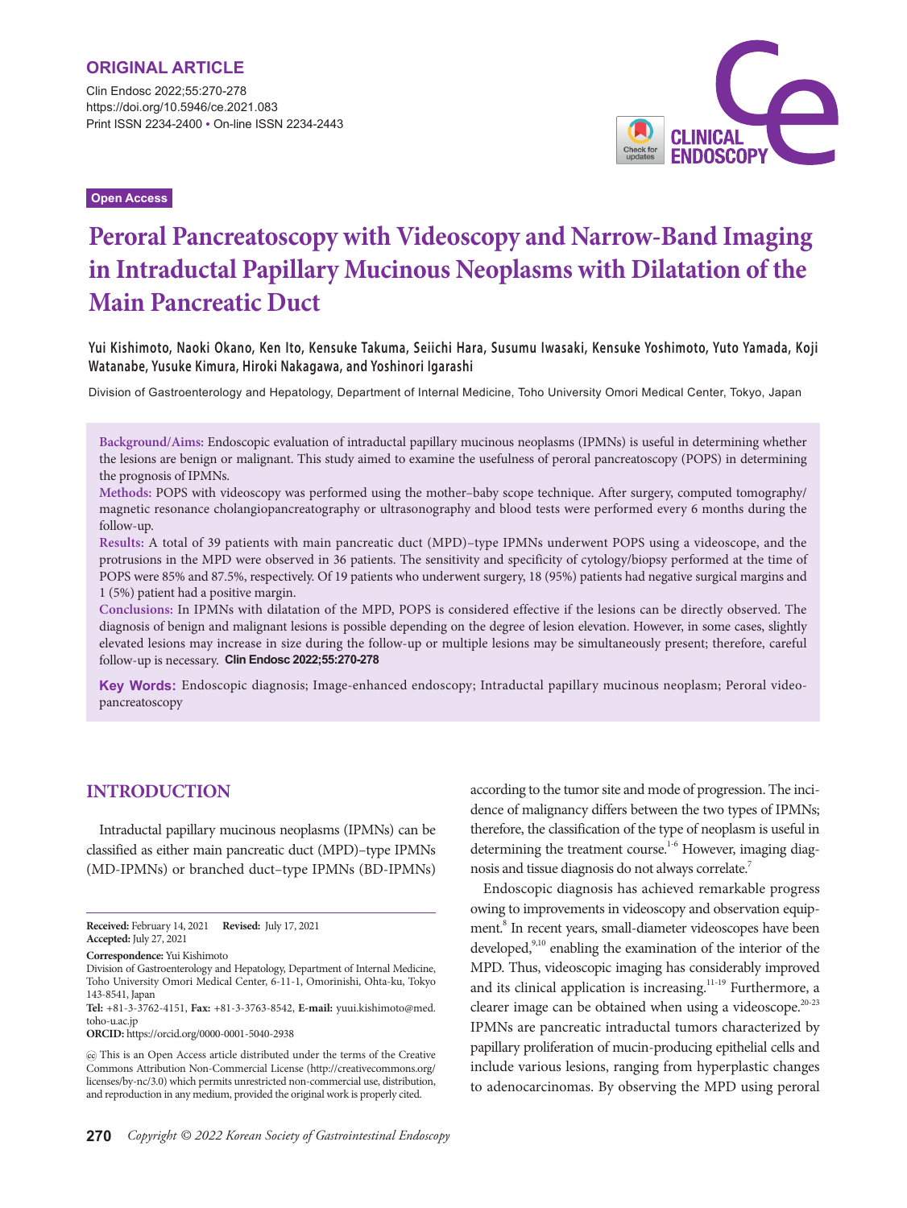ORIGINAL ARTICLE

https://doi.org/10.5946/ce.2021.083
Print ISSN 2234-2400 • On-line ISSN 2234-2443

Open Access

# Peroral Pancreatoscopy with Videoscopy and Narrow-Band Imaging in Intraductal Papillary Mucinous Neoplasms with Dilatation of the Main Pancreatic Duct

**Yui Kishimoto, Naoki Okano, Ken Ito, Kensuke Takuma, Seiichi Hara, Susumu Iwasaki, Kensuke Yoshimoto, Yuto Yamada, Koji Watanabe, Yusuke Kimura, Hiroki Nakagawa, and Yoshinori Igarashi**

Division of Gastroenterology and Hepatology, Department of Internal Medicine, Toho University Omori Medical Center, Tokyo, Japan

**Background/Aims:** Endoscopic evaluation of intraductal papillary mucinous neoplasms (IPMNs) is useful in determining whether the lesions are benign or malignant. This study aimed to examine the usefulness of peroral pancreatoscopy (POPS) in determining the prognosis of IPMNs.
**Methods:** POPS with videoscopy was performed using the mother–baby scope technique. After surgery, computed tomography/magnetic resonance cholangiopancreatography or ultrasonography and blood tests were performed every 6 months during the follow-up.
**Results:** A total of 39 patients with main pancreatic duct (MPD)–type IPMNs underwent POPS using a videoscope, and the protrusions in the MPD were observed in 36 patients. The sensitivity and specificity of cytology/biopsy performed at the time of POPS were 85% and 87.5%, respectively. Of 19 patients who underwent surgery, 18 (95%) patients had negative surgical margins and 1 (5%) patient had a positive margin.
**Conclusions:** In IPMNs with dilatation of the MPD, POPS is considered effective if the lesions can be directly observed. The diagnosis of benign and malignant lesions is possible depending on the degree of lesion elevation. However, in some cases, slightly elevated lesions may increase in size during the follow-up or multiple lesions may be simultaneously present; therefore, careful follow-up is necessary. **Clin Endosc 2022;55:270-278**

**Key Words:** Endoscopic diagnosis; Image-enhanced endoscopy; Intraductal papillary mucinous neoplasm; Peroral videopancreatoscopy

## INTRODUCTION

Intraductal papillary mucinous neoplasms (IPMNs) can be classified as either main pancreatic duct (MPD)–type IPMNs (MD-IPMNs) or branched duct–type IPMNs (BD-IPMNs) according to the tumor site and mode of progression. The incidence of malignancy differs between the two types of IPMNs; therefore, the classification of the type of neoplasm is useful in determining the treatment course.[1-6] However, imaging diagnosis and tissue diagnosis do not always correlate.[7]

Endoscopic diagnosis has achieved remarkable progress owing to improvements in videoscopy and observation equipment.[8] In recent years, small-diameter videoscopes have been developed,[9,10] enabling the examination of the interior of the MPD. Thus, videoscopic imaging has considerably improved and its clinical application is increasing.[11-19] Furthermore, a clearer image can be obtained when using a videoscope.[20-23] IPMNs are pancreatic intraductal tumors characterized by papillary proliferation of mucin-producing epithelial cells and include various lesions, ranging from hyperplastic changes to adenocarcinomas. By observing the MPD using peroral

**Received:** February 14, 2021 **Revised:** July 17, 2021
**Accepted:** July 27, 2021

**Correspondence:** Yui Kishimoto
Division of Gastroenterology and Hepatology, Department of Internal Medicine, Toho University Omori Medical Center, 6-11-1, Omorinishi, Ohta-ku, Tokyo 143-8541, Japan
**Tel:** +81-3-3762-4151, **Fax:** +81-3-3763-8542, **E-mail:** yuui.kishimoto@med.toho-u.ac.jp
**ORCID:** https://orcid.org/0000-0001-5040-2938

This is an Open Access article distributed under the terms of the Creative Commons Attribution Non-Commercial License (http://creativecommons.org/licenses/by-nc/3.0) which permits unrestricted non-commercial use, distribution, and reproduction in any medium, provided the original work is properly cited.

*Copyright © 2022 Korean Society of Gastrointestinal Endoscopy*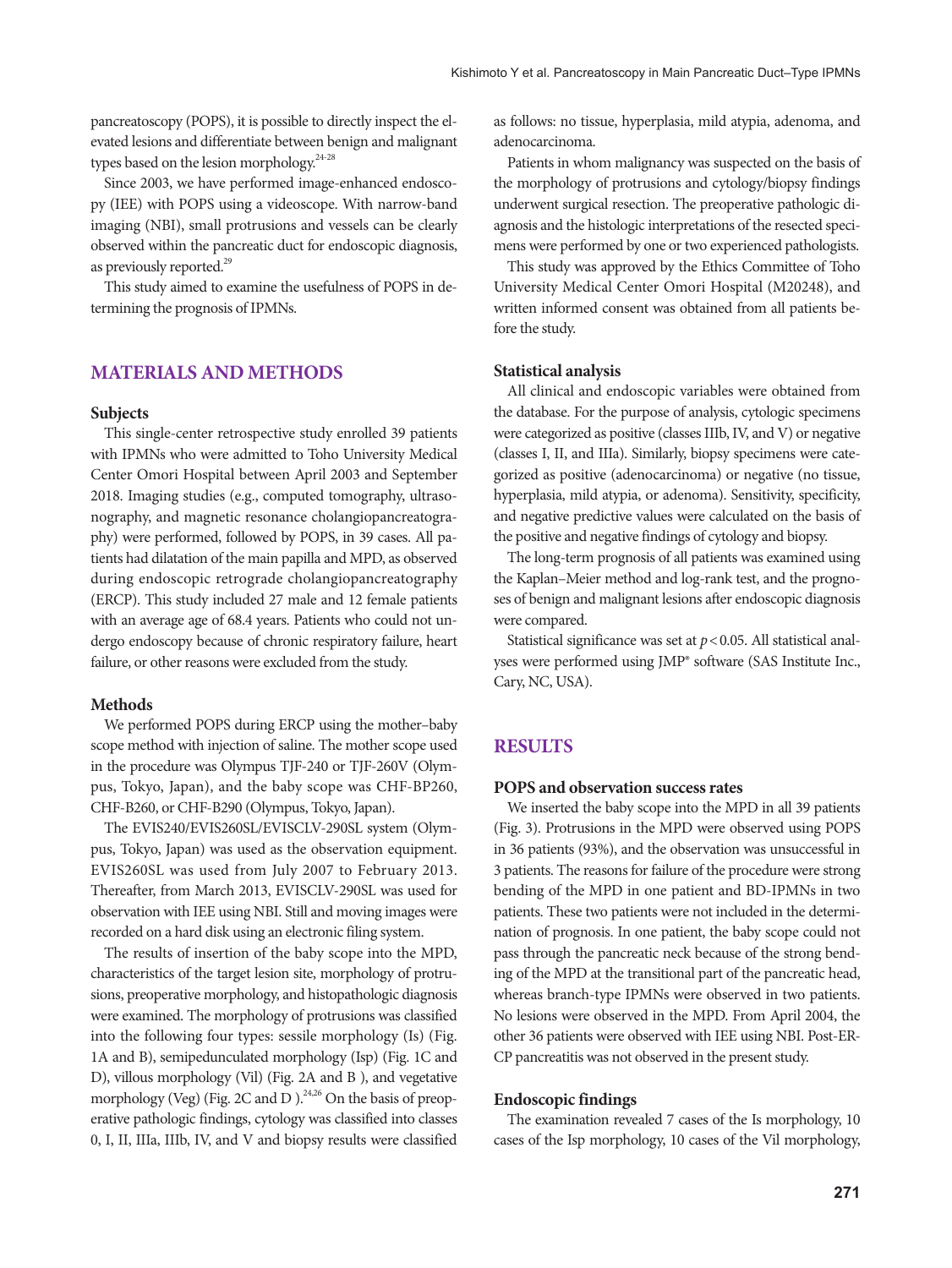pancreatoscopy (POPS), it is possible to directly inspect the elevated lesions and differentiate between benign and malignant types based on the lesion morphology.[24-28]

Since 2003, we have performed image-enhanced endoscopy (IEE) with POPS using a videoscope. With narrow-band imaging (NBI), small protrusions and vessels can be clearly observed within the pancreatic duct for endoscopic diagnosis, as previously reported.[29]

This study aimed to examine the usefulness of POPS in determining the prognosis of IPMNs.

## MATERIALS AND METHODS

### Subjects

This single-center retrospective study enrolled 39 patients with IPMNs who were admitted to Toho University Medical Center Omori Hospital between April 2003 and September 2018. Imaging studies (e.g., computed tomography, ultrasonography, and magnetic resonance cholangiopancreatography) were performed, followed by POPS, in 39 cases. All patients had dilatation of the main papilla and MPD, as observed during endoscopic retrograde cholangiopancreatography (ERCP). This study included 27 male and 12 female patients with an average age of 68.4 years. Patients who could not undergo endoscopy because of chronic respiratory failure, heart failure, or other reasons were excluded from the study.

### Methods

We performed POPS during ERCP using the mother–baby scope method with injection of saline. The mother scope used in the procedure was Olympus TJF-240 or TJF-260V (Olympus, Tokyo, Japan), and the baby scope was CHF-BP260, CHF-B260, or CHF-B290 (Olympus, Tokyo, Japan).

The EVIS240/EVIS260SL/EVISCLV-290SL system (Olympus, Tokyo, Japan) was used as the observation equipment. EVIS260SL was used from July 2007 to February 2013. Thereafter, from March 2013, EVISCLV-290SL was used for observation with IEE using NBI. Still and moving images were recorded on a hard disk using an electronic filing system.

The results of insertion of the baby scope into the MPD, characteristics of the target lesion site, morphology of protrusions, preoperative morphology, and histopathologic diagnosis were examined. The morphology of protrusions was classified into the following four types: sessile morphology (Is) (Fig. 1A and B), semipedunculated morphology (Isp) (Fig. 1C and D), villous morphology (Vil) (Fig. 2A and B ), and vegetative morphology (Veg) (Fig. 2C and D ).[24,26] On the basis of preoperative pathologic findings, cytology was classified into classes 0, I, II, IIIa, IIIb, IV, and V and biopsy results were classified as follows: no tissue, hyperplasia, mild atypia, adenoma, and adenocarcinoma.

Patients in whom malignancy was suspected on the basis of the morphology of protrusions and cytology/biopsy findings underwent surgical resection. The preoperative pathologic diagnosis and the histologic interpretations of the resected specimens were performed by one or two experienced pathologists.

This study was approved by the Ethics Committee of Toho University Medical Center Omori Hospital (M20248), and written informed consent was obtained from all patients before the study.

### Statistical analysis

All clinical and endoscopic variables were obtained from the database. For the purpose of analysis, cytologic specimens were categorized as positive (classes IIIb, IV, and V) or negative (classes I, II, and IIIa). Similarly, biopsy specimens were categorized as positive (adenocarcinoma) or negative (no tissue, hyperplasia, mild atypia, or adenoma). Sensitivity, specificity, and negative predictive values were calculated on the basis of the positive and negative findings of cytology and biopsy.

The long-term prognosis of all patients was examined using the Kaplan–Meier method and log-rank test, and the prognoses of benign and malignant lesions after endoscopic diagnosis were compared.

Statistical significance was set at $p<0.05$. All statistical analyses were performed using JMP® software (SAS Institute Inc., Cary, NC, USA).

## RESULTS

### POPS and observation success rates

We inserted the baby scope into the MPD in all 39 patients (Fig. 3). Protrusions in the MPD were observed using POPS in 36 patients (93%), and the observation was unsuccessful in 3 patients. The reasons for failure of the procedure were strong bending of the MPD in one patient and BD-IPMNs in two patients. These two patients were not included in the determination of prognosis. In one patient, the baby scope could not pass through the pancreatic neck because of the strong bending of the MPD at the transitional part of the pancreatic head, whereas branch-type IPMNs were observed in two patients. No lesions were observed in the MPD. From April 2004, the other 36 patients were observed with IEE using NBI. Post-ERCP pancreatitis was not observed in the present study.

### Endoscopic findings

The examination revealed 7 cases of the Is morphology, 10 cases of the Isp morphology, 10 cases of the Vil morphology,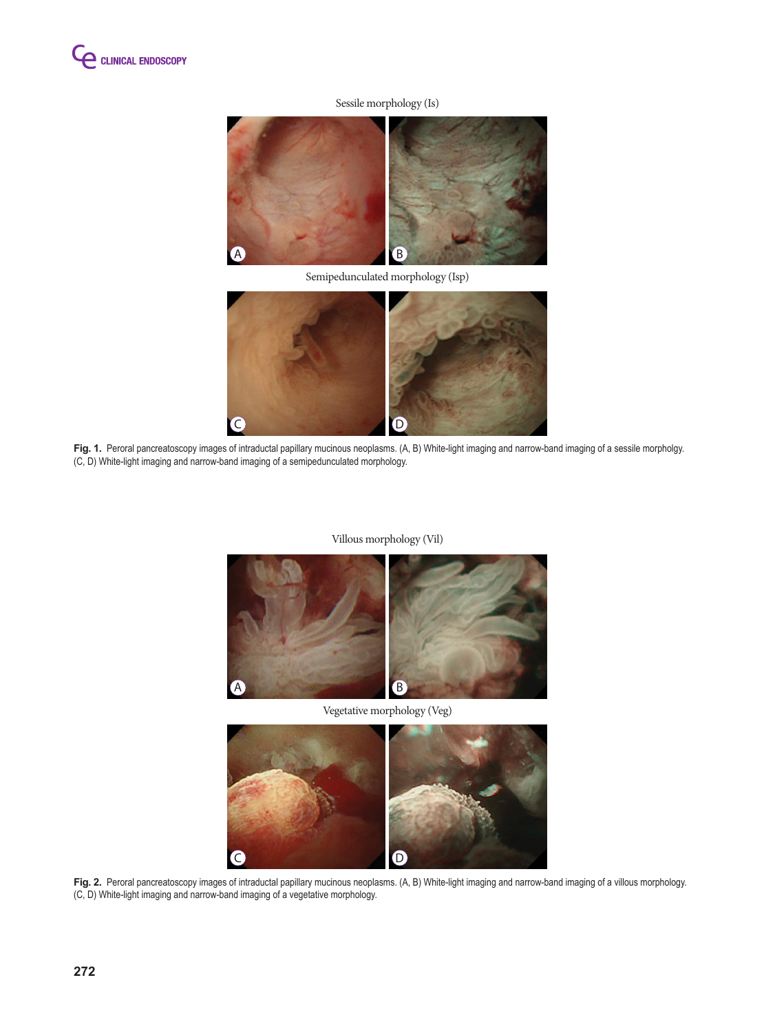Sessile morphology (Is)

Semipedunculated morphology (Isp)

**Fig. 1.** Peroral pancreatoscopy images of intraductal papillary mucinous neoplasms. (A, B) White-light imaging and narrow-band imaging of a sessile morpholgy. (C, D) White-light imaging and narrow-band imaging of a semipedunculated morphology.

Villous morphology (Vil)

Vegetative morphology (Veg)

**Fig. 2.** Peroral pancreatoscopy images of intraductal papillary mucinous neoplasms. (A, B) White-light imaging and narrow-band imaging of a villous morphology. (C, D) White-light imaging and narrow-band imaging of a vegetative morphology.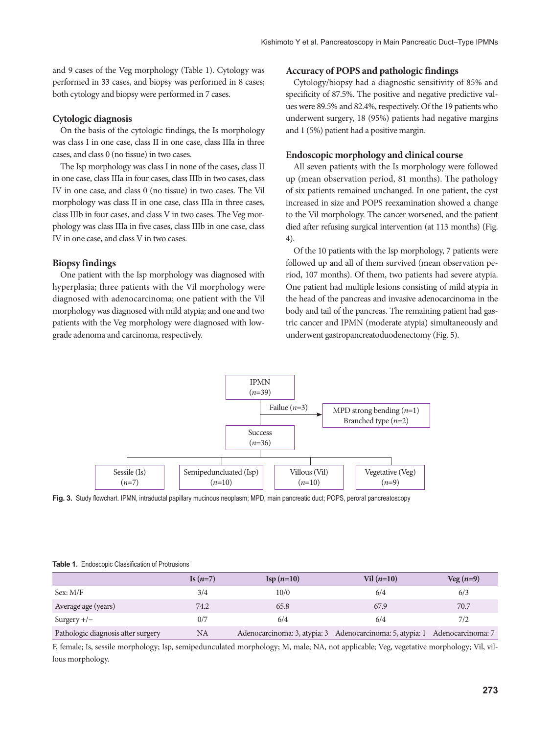and 9 cases of the Veg morphology (Table 1). Cytology was performed in 33 cases, and biopsy was performed in 8 cases; both cytology and biopsy were performed in 7 cases.

### Cytologic diagnosis

On the basis of the cytologic findings, the Is morphology was class I in one case, class II in one case, class IIIa in three cases, and class 0 (no tissue) in two cases.

The Isp morphology was class I in none of the cases, class II in one case, class IIIa in four cases, class IIIb in two cases, class IV in one case, and class 0 (no tissue) in two cases. The Vil morphology was class II in one case, class IIIa in three cases, class IIIb in four cases, and class V in two cases. The Veg morphology was class IIIa in five cases, class IIIb in one case, class IV in one case, and class V in two cases.

### Biopsy findings

One patient with the Isp morphology was diagnosed with hyperplasia; three patients with the Vil morphology were diagnosed with adenocarcinoma; one patient with the Vil morphology was diagnosed with mild atypia; and one and two patients with the Veg morphology were diagnosed with low-grade adenoma and carcinoma, respectively.

### Accuracy of POPS and pathologic findings

Cytology/biopsy had a diagnostic sensitivity of 85% and specificity of 87.5%. The positive and negative predictive values were 89.5% and 82.4%, respectively. Of the 19 patients who underwent surgery, 18 (95%) patients had negative margins and 1 (5%) patient had a positive margin.

### Endoscopic morphology and clinical course

All seven patients with the Is morphology were followed up (mean observation period, 81 months). The pathology of six patients remained unchanged. In one patient, the cyst increased in size and POPS reexamination showed a change to the Vil morphology. The cancer worsened, and the patient died after refusing surgical intervention (at 113 months) (Fig. 4).

Of the 10 patients with the Isp morphology, 7 patients were followed up and all of them survived (mean observation period, 107 months). Of them, two patients had severe atypia. One patient had multiple lesions consisting of mild atypia in the head of the pancreas and invasive adenocarcinoma in the body and tail of the pancreas. The remaining patient had gastric cancer and IPMN (moderate atypia) simultaneously and underwent gastropancreatoduodenectomy (Fig. 5).

IPMN (*n*=39)
→ Failue (*n*=3): MPD strong bending (*n*=1); Branched type (*n*=2)
→ Success (*n*=36)
- Sessile (Is) (*n*=7)
- Semipeduncluated (Isp) (*n*=10)
- Villous (Vil) (*n*=10)
- Vegetative (Veg) (*n*=9)

**Fig. 3.** Study flowchart. IPMN, intraductal papillary mucinous neoplasm; MPD, main pancreatic duct; POPS, peroral pancreatoscopy

**Table 1.** Endoscopic Classification of Protrusions

| | Is (*n*=7) | Isp (*n*=10) | Vil (*n*=10) | Veg (*n*=9) |
|---|---|---|---|---|
| Sex: M/F | 3/4 | 10/0 | 6/4 | 6/3 |
| Average age (years) | 74.2 | 65.8 | 67.9 | 70.7 |
| Surgery +/− | 0/7 | 6/4 | 6/4 | 7/2 |
| Pathologic diagnosis after surgery | NA | Adenocarcinoma: 3, atypia: 3 | Adenocarcinoma: 5, atypia: 1 | Adenocarcinoma: 7 |

F, female; Is, sessile morphology; Isp, semipedunculated morphology; M, male; NA, not applicable; Veg, vegetative morphology; Vil, villous morphology.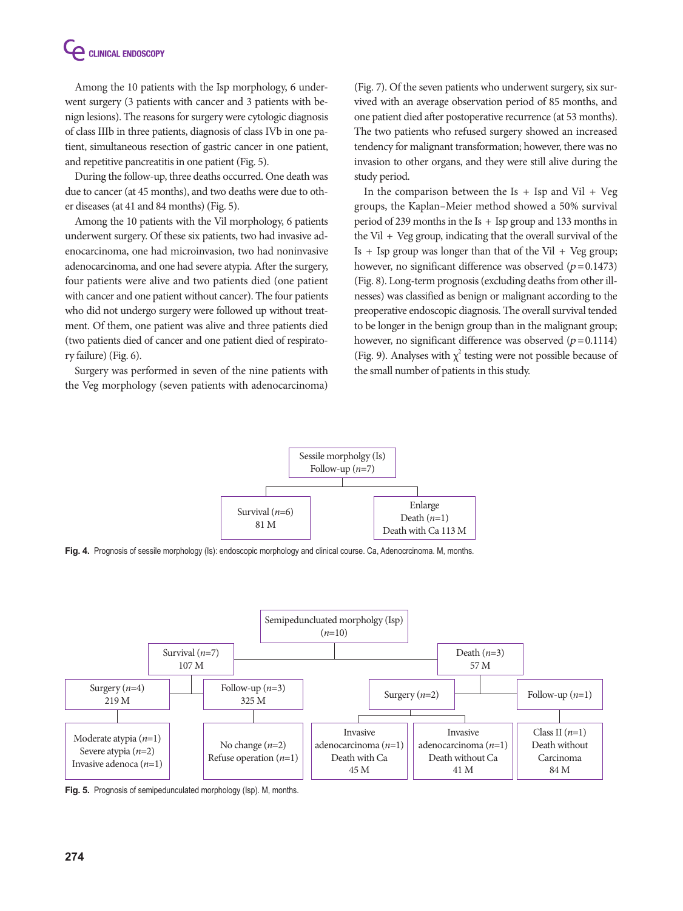Among the 10 patients with the Isp morphology, 6 underwent surgery (3 patients with cancer and 3 patients with benign lesions). The reasons for surgery were cytologic diagnosis of class IIIb in three patients, diagnosis of class IVb in one patient, simultaneous resection of gastric cancer in one patient, and repetitive pancreatitis in one patient (Fig. 5).

During the follow-up, three deaths occurred. One death was due to cancer (at 45 months), and two deaths were due to other diseases (at 41 and 84 months) (Fig. 5).

Among the 10 patients with the Vil morphology, 6 patients underwent surgery. Of these six patients, two had invasive adenocarcinoma, one had microinvasion, two had noninvasive adenocarcinoma, and one had severe atypia. After the surgery, four patients were alive and two patients died (one patient with cancer and one patient without cancer). The four patients who did not undergo surgery were followed up without treatment. Of them, one patient was alive and three patients died (two patients died of cancer and one patient died of respiratory failure) (Fig. 6).

Surgery was performed in seven of the nine patients with the Veg morphology (seven patients with adenocarcinoma) (Fig. 7). Of the seven patients who underwent surgery, six survived with an average observation period of 85 months, and one patient died after postoperative recurrence (at 53 months). The two patients who refused surgery showed an increased tendency for malignant transformation; however, there was no invasion to other organs, and they were still alive during the study period.

In the comparison between the Is + Isp and Vil + Veg groups, the Kaplan–Meier method showed a 50% survival period of 239 months in the Is + Isp group and 133 months in the Vil + Veg group, indicating that the overall survival of the Is + Isp group was longer than that of the Vil + Veg group; however, no significant difference was observed ($p=0.1473$) (Fig. 8). Long-term prognosis (excluding deaths from other illnesses) was classified as benign or malignant according to the preoperative endoscopic diagnosis. The overall survival tended to be longer in the benign group than in the malignant group; however, no significant difference was observed ($p=0.1114$) (Fig. 9). Analyses with $\chi^2$ testing were not possible because of the small number of patients in this study.

- Sessile morpholgy (Is) Follow-up (*n*=7)
  - Survival (*n*=6) 81 M
  - Enlarge Death (*n*=1) Death with Ca 113 M

**Fig. 4.** Prognosis of sessile morphology (Is): endoscopic morphology and clinical course. Ca, Adenocrcinoma. M, months.

- Semipeduncluated morpholgy (Isp) (*n*=10)
  - Survival (*n*=7) 107 M
    - Surgery (*n*=4) 219 M
      - Moderate atypia (*n*=1), Severe atypia (*n*=2), Invasive adenoca (*n*=1)
    - Follow-up (*n*=3) 325 M
      - No change (*n*=2), Refuse operation (*n*=1)
  - Death (*n*=3) 57 M
    - Surgery (*n*=2)
      - Invasive adenocarcinoma (*n*=1) Death with Ca 45 M
      - Invasive adenocarcinoma (*n*=1) Death without Ca 41 M
    - Follow-up (*n*=1)
      - Class II (*n*=1) Death without Carcinoma 84 M

**Fig. 5.** Prognosis of semipedunculated morphology (Isp). M, months.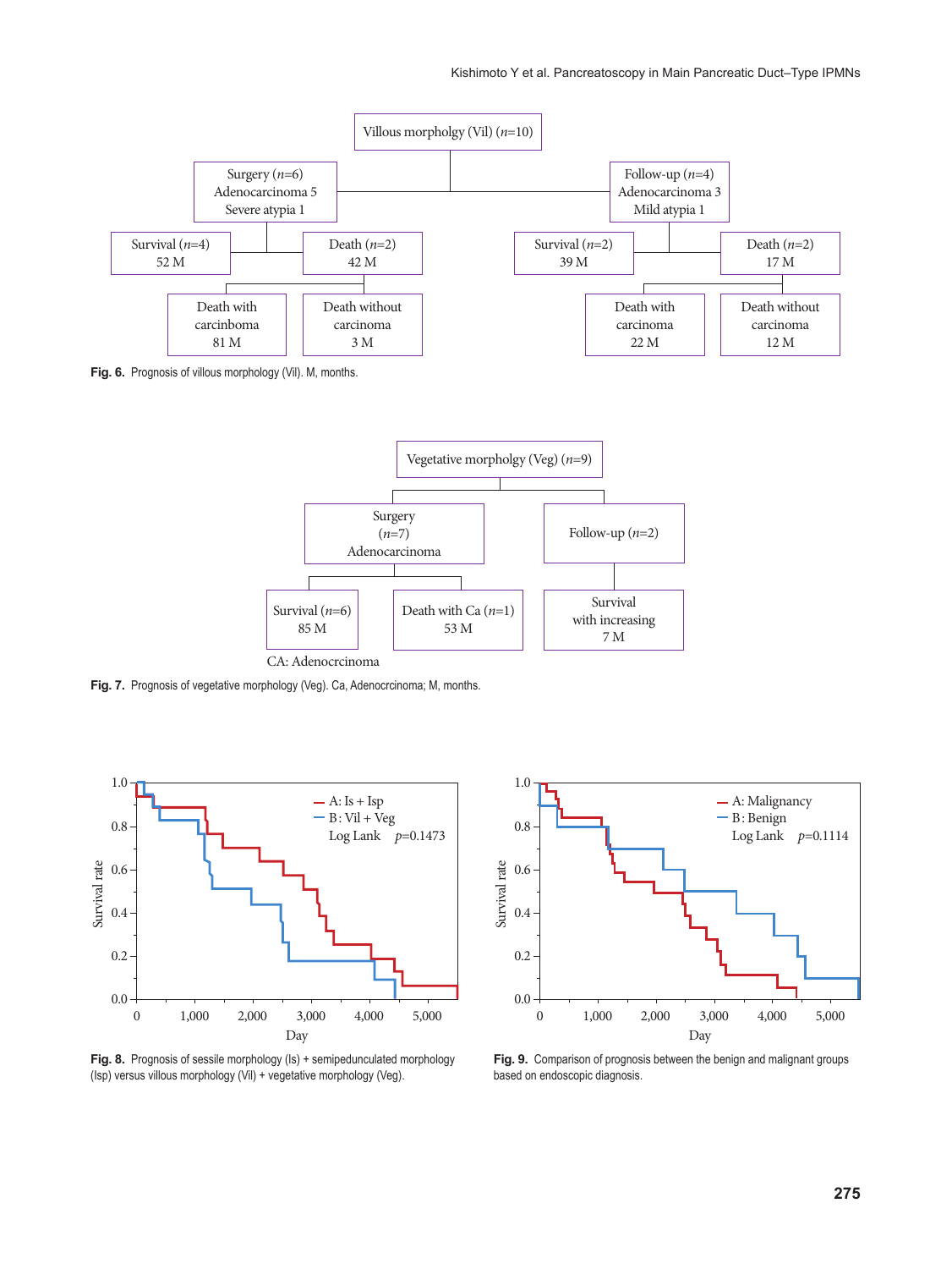Villous morpholgy (Vil) (*n*=10)

Surgery (*n*=6)
Adenocarcinoma 5
Severe atypia 1

Follow-up (*n*=4)
Adenocarcinoma 3
Mild atypia 1

Survival (*n*=4)
52 M

Death (*n*=2)
42 M

Survival (*n*=2)
39 M

Death (*n*=2)
17 M

Death with carcinboma
81 M

Death without carcinoma
3 M

Death with carcinoma
22 M

Death without carcinoma
12 M

**Fig. 6.** Prognosis of villous morphology (Vil). M, months.

Vegetative morpholgy (Veg) (*n*=9)

Surgery
(*n*=7)
Adenocarcinoma

Follow-up (*n*=2)

Survival (*n*=6)
85 M

Death with Ca (*n*=1)
53 M

Survival
with increasing
7 M

CA: Adenocrcinoma

**Fig. 7.** Prognosis of vegetative morphology (Veg). Ca, Adenocrcinoma; M, months.

A: Is + Isp
B: Vil + Veg
Log Lank *p*=0.1473

**Fig. 8.** Prognosis of sessile morphology (Is) + semipedunculated morphology (Isp) versus villous morphology (Vil) + vegetative morphology (Veg).

A: Malignancy
B: Benign
Log Lank *p*=0.1114

**Fig. 9.** Comparison of prognosis between the benign and malignant groups based on endoscopic diagnosis.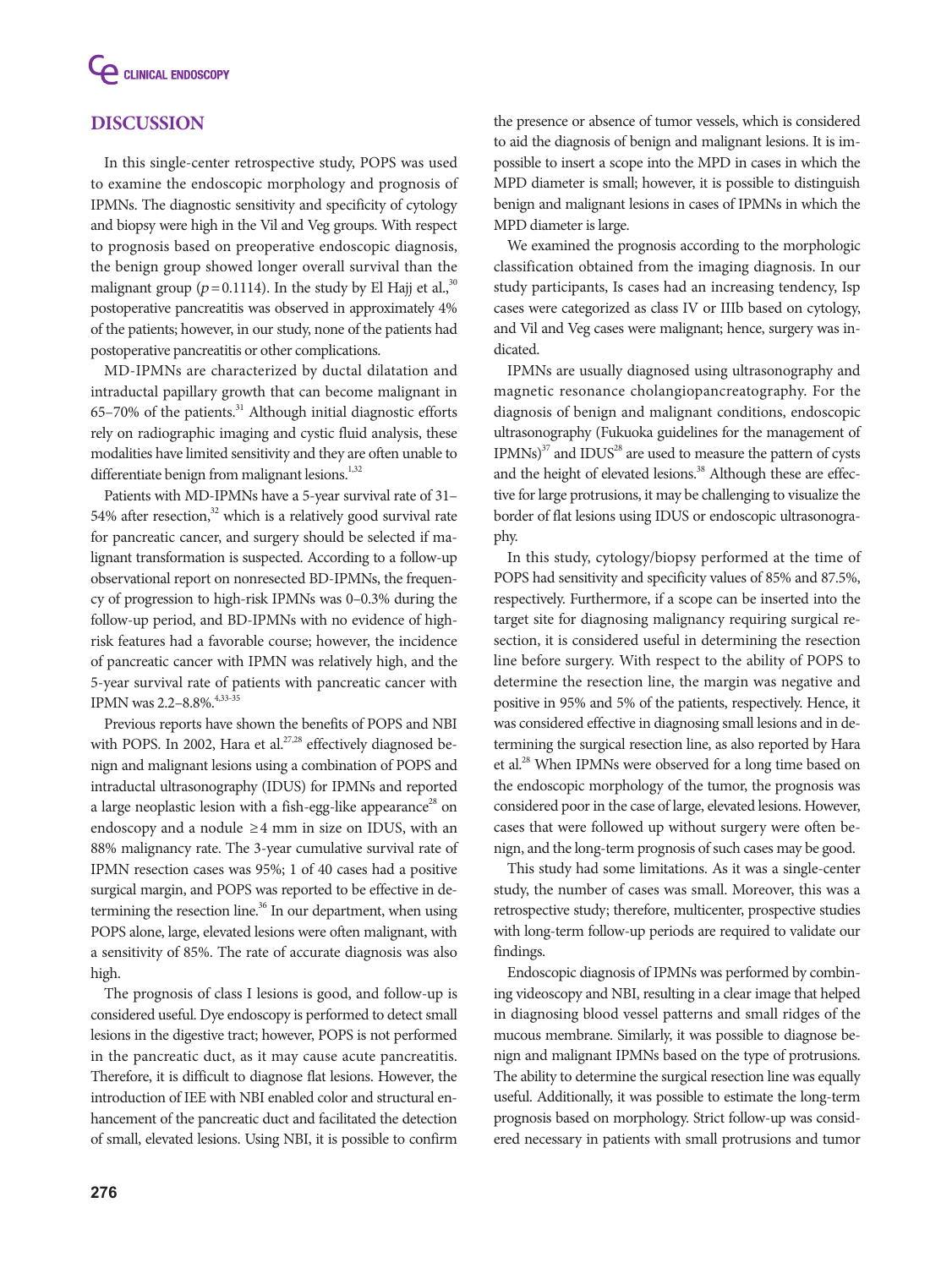## DISCUSSION

In this single-center retrospective study, POPS was used to examine the endoscopic morphology and prognosis of IPMNs. The diagnostic sensitivity and specificity of cytology and biopsy were high in the Vil and Veg groups. With respect to prognosis based on preoperative endoscopic diagnosis, the benign group showed longer overall survival than the malignant group ($p=0.1114$). In the study by El Hajj et al.,[30] postoperative pancreatitis was observed in approximately 4% of the patients; however, in our study, none of the patients had postoperative pancreatitis or other complications.

MD-IPMNs are characterized by ductal dilatation and intraductal papillary growth that can become malignant in 65–70% of the patients.[31] Although initial diagnostic efforts rely on radiographic imaging and cystic fluid analysis, these modalities have limited sensitivity and they are often unable to differentiate benign from malignant lesions.[1,32]

Patients with MD-IPMNs have a 5-year survival rate of 31–54% after resection,[32] which is a relatively good survival rate for pancreatic cancer, and surgery should be selected if malignant transformation is suspected. According to a follow-up observational report on nonresected BD-IPMNs, the frequency of progression to high-risk IPMNs was 0–0.3% during the follow-up period, and BD-IPMNs with no evidence of high-risk features had a favorable course; however, the incidence of pancreatic cancer with IPMN was relatively high, and the 5-year survival rate of patients with pancreatic cancer with IPMN was 2.2–8.8%.[4,33-35]

Previous reports have shown the benefits of POPS and NBI with POPS. In 2002, Hara et al.[27,28] effectively diagnosed benign and malignant lesions using a combination of POPS and intraductal ultrasonography (IDUS) for IPMNs and reported a large neoplastic lesion with a fish-egg-like appearance[28] on endoscopy and a nodule ≥4 mm in size on IDUS, with an 88% malignancy rate. The 3-year cumulative survival rate of IPMN resection cases was 95%; 1 of 40 cases had a positive surgical margin, and POPS was reported to be effective in determining the resection line.[36] In our department, when using POPS alone, large, elevated lesions were often malignant, with a sensitivity of 85%. The rate of accurate diagnosis was also high.

The prognosis of class I lesions is good, and follow-up is considered useful. Dye endoscopy is performed to detect small lesions in the digestive tract; however, POPS is not performed in the pancreatic duct, as it may cause acute pancreatitis. Therefore, it is difficult to diagnose flat lesions. However, the introduction of IEE with NBI enabled color and structural enhancement of the pancreatic duct and facilitated the detection of small, elevated lesions. Using NBI, it is possible to confirm the presence or absence of tumor vessels, which is considered to aid the diagnosis of benign and malignant lesions. It is impossible to insert a scope into the MPD in cases in which the MPD diameter is small; however, it is possible to distinguish benign and malignant lesions in cases of IPMNs in which the MPD diameter is large.

We examined the prognosis according to the morphologic classification obtained from the imaging diagnosis. In our study participants, Is cases had an increasing tendency, Isp cases were categorized as class IV or IIIb based on cytology, and Vil and Veg cases were malignant; hence, surgery was indicated.

IPMNs are usually diagnosed using ultrasonography and magnetic resonance cholangiopancreatography. For the diagnosis of benign and malignant conditions, endoscopic ultrasonography (Fukuoka guidelines for the management of IPMNs)[37] and IDUS[28] are used to measure the pattern of cysts and the height of elevated lesions.[38] Although these are effective for large protrusions, it may be challenging to visualize the border of flat lesions using IDUS or endoscopic ultrasonography.

In this study, cytology/biopsy performed at the time of POPS had sensitivity and specificity values of 85% and 87.5%, respectively. Furthermore, if a scope can be inserted into the target site for diagnosing malignancy requiring surgical resection, it is considered useful in determining the resection line before surgery. With respect to the ability of POPS to determine the resection line, the margin was negative and positive in 95% and 5% of the patients, respectively. Hence, it was considered effective in diagnosing small lesions and in determining the surgical resection line, as also reported by Hara et al.[28] When IPMNs were observed for a long time based on the endoscopic morphology of the tumor, the prognosis was considered poor in the case of large, elevated lesions. However, cases that were followed up without surgery were often benign, and the long-term prognosis of such cases may be good.

This study had some limitations. As it was a single-center study, the number of cases was small. Moreover, this was a retrospective study; therefore, multicenter, prospective studies with long-term follow-up periods are required to validate our findings.

Endoscopic diagnosis of IPMNs was performed by combining videoscopy and NBI, resulting in a clear image that helped in diagnosing blood vessel patterns and small ridges of the mucous membrane. Similarly, it was possible to diagnose benign and malignant IPMNs based on the type of protrusions. The ability to determine the surgical resection line was equally useful. Additionally, it was possible to estimate the long-term prognosis based on morphology. Strict follow-up was considered necessary in patients with small protrusions and tumor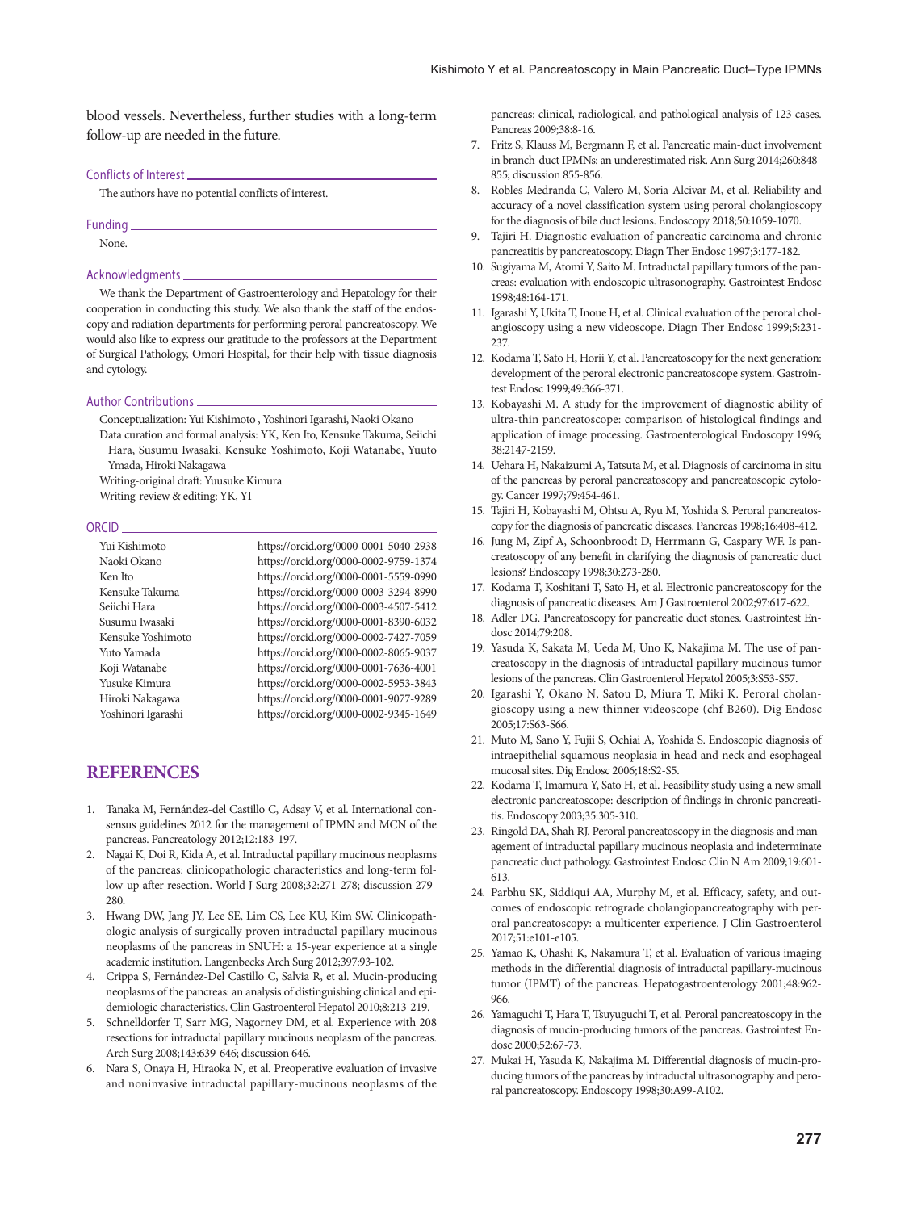blood vessels. Nevertheless, further studies with a long-term follow-up are needed in the future.

## Conflicts of Interest

The authors have no potential conflicts of interest.

## Funding

None.

## Acknowledgments

We thank the Department of Gastroenterology and Hepatology for their cooperation in conducting this study. We also thank the staff of the endoscopy and radiation departments for performing peroral pancreatoscopy. We would also like to express our gratitude to the professors at the Department of Surgical Pathology, Omori Hospital, for their help with tissue diagnosis and cytology.

## Author Contributions

Conceptualization: Yui Kishimoto , Yoshinori Igarashi, Naoki Okano
Data curation and formal analysis: YK, Ken Ito, Kensuke Takuma, Seiichi Hara, Susumu Iwasaki, Kensuke Yoshimoto, Koji Watanabe, Yuuto Ymada, Hiroki Nakagawa
Writing-original draft: Yuusuke Kimura
Writing-review & editing: YK, YI

## ORCID

| | |
|---|---|
| Yui Kishimoto | https://orcid.org/0000-0001-5040-2938 |
| Naoki Okano | https://orcid.org/0000-0002-9759-1374 |
| Ken Ito | https://orcid.org/0000-0001-5559-0990 |
| Kensuke Takuma | https://orcid.org/0000-0003-3294-8990 |
| Seiichi Hara | https://orcid.org/0000-0003-4507-5412 |
| Susumu Iwasaki | https://orcid.org/0000-0001-8390-6032 |
| Kensuke Yoshimoto | https://orcid.org/0000-0002-7427-7059 |
| Yuto Yamada | https://orcid.org/0000-0002-8065-9037 |
| Koji Watanabe | https://orcid.org/0000-0001-7636-4001 |
| Yusuke Kimura | https://orcid.org/0000-0002-5953-3843 |
| Hiroki Nakagawa | https://orcid.org/0000-0001-9077-9289 |
| Yoshinori Igarashi | https://orcid.org/0000-0002-9345-1649 |

# REFERENCES

1. Tanaka M, Fernández-del Castillo C, Adsay V, et al. International consensus guidelines 2012 for the management of IPMN and MCN of the pancreas. Pancreatology 2012;12:183-197.
2. Nagai K, Doi R, Kida A, et al. Intraductal papillary mucinous neoplasms of the pancreas: clinicopathologic characteristics and long-term follow-up after resection. World J Surg 2008;32:271-278; discussion 279-280.
3. Hwang DW, Jang JY, Lee SE, Lim CS, Lee KU, Kim SW. Clinicopathologic analysis of surgically proven intraductal papillary mucinous neoplasms of the pancreas in SNUH: a 15-year experience at a single academic institution. Langenbecks Arch Surg 2012;397:93-102.
4. Crippa S, Fernández-Del Castillo C, Salvia R, et al. Mucin-producing neoplasms of the pancreas: an analysis of distinguishing clinical and epidemiologic characteristics. Clin Gastroenterol Hepatol 2010;8:213-219.
5. Schnelldorfer T, Sarr MG, Nagorney DM, et al. Experience with 208 resections for intraductal papillary mucinous neoplasm of the pancreas. Arch Surg 2008;143:639-646; discussion 646.
6. Nara S, Onaya H, Hiraoka N, et al. Preoperative evaluation of invasive and noninvasive intraductal papillary-mucinous neoplasms of the pancreas: clinical, radiological, and pathological analysis of 123 cases. Pancreas 2009;38:8-16.
7. Fritz S, Klauss M, Bergmann F, et al. Pancreatic main-duct involvement in branch-duct IPMNs: an underestimated risk. Ann Surg 2014;260:848-855; discussion 855-856.
8. Robles-Medranda C, Valero M, Soria-Alcivar M, et al. Reliability and accuracy of a novel classification system using peroral cholangioscopy for the diagnosis of bile duct lesions. Endoscopy 2018;50:1059-1070.
9. Tajiri H. Diagnostic evaluation of pancreatic carcinoma and chronic pancreatitis by pancreatoscopy. Diagn Ther Endosc 1997;3:177-182.
10. Sugiyama M, Atomi Y, Saito M. Intraductal papillary tumors of the pancreas: evaluation with endoscopic ultrasonography. Gastrointest Endosc 1998;48:164-171.
11. Igarashi Y, Ukita T, Inoue H, et al. Clinical evaluation of the peroral cholangioscopy using a new videoscope. Diagn Ther Endosc 1999;5:231-237.
12. Kodama T, Sato H, Horii Y, et al. Pancreatoscopy for the next generation: development of the peroral electronic pancreatoscope system. Gastrointest Endosc 1999;49:366-371.
13. Kobayashi M. A study for the improvement of diagnostic ability of ultra-thin pancreatoscope: comparison of histological findings and application of image processing. Gastroenterological Endoscopy 1996; 38:2147-2159.
14. Uehara H, Nakaizumi A, Tatsuta M, et al. Diagnosis of carcinoma in situ of the pancreas by peroral pancreatoscopy and pancreatoscopic cytology. Cancer 1997;79:454-461.
15. Tajiri H, Kobayashi M, Ohtsu A, Ryu M, Yoshida S. Peroral pancreatoscopy for the diagnosis of pancreatic diseases. Pancreas 1998;16:408-412.
16. Jung M, Zipf A, Schoonbroodt D, Herrmann G, Caspary WF. Is pancreatoscopy of any benefit in clarifying the diagnosis of pancreatic duct lesions? Endoscopy 1998;30:273-280.
17. Kodama T, Koshitani T, Sato H, et al. Electronic pancreatoscopy for the diagnosis of pancreatic diseases. Am J Gastroenterol 2002;97:617-622.
18. Adler DG. Pancreatoscopy for pancreatic duct stones. Gastrointest Endosc 2014;79:208.
19. Yasuda K, Sakata M, Ueda M, Uno K, Nakajima M. The use of pancreatoscopy in the diagnosis of intraductal papillary mucinous tumor lesions of the pancreas. Clin Gastroenterol Hepatol 2005;3:S53-S57.
20. Igarashi Y, Okano N, Satou D, Miura T, Miki K. Peroral cholangioscopy using a new thinner videoscope (chf-B260). Dig Endosc 2005;17:S63-S66.
21. Muto M, Sano Y, Fujii S, Ochiai A, Yoshida S. Endoscopic diagnosis of intraepithelial squamous neoplasia in head and neck and esophageal mucosal sites. Dig Endosc 2006;18:S2-S5.
22. Kodama T, Imamura Y, Sato H, et al. Feasibility study using a new small electronic pancreatoscope: description of findings in chronic pancreatitis. Endoscopy 2003;35:305-310.
23. Ringold DA, Shah RJ. Peroral pancreatoscopy in the diagnosis and management of intraductal papillary mucinous neoplasia and indeterminate pancreatic duct pathology. Gastrointest Endosc Clin N Am 2009;19:601-613.
24. Parbhu SK, Siddiqui AA, Murphy M, et al. Efficacy, safety, and outcomes of endoscopic retrograde cholangiopancreatography with per-oral pancreatoscopy: a multicenter experience. J Clin Gastroenterol 2017;51:e101-e105.
25. Yamao K, Ohashi K, Nakamura T, et al. Evaluation of various imaging methods in the differential diagnosis of intraductal papillary-mucinous tumor (IPMT) of the pancreas. Hepatogastroenterology 2001;48:962-966.
26. Yamaguchi T, Hara T, Tsuyuguchi T, et al. Peroral pancreatoscopy in the diagnosis of mucin-producing tumors of the pancreas. Gastrointest Endosc 2000;52:67-73.
27. Mukai H, Yasuda K, Nakajima M. Differential diagnosis of mucin-producing tumors of the pancreas by intraductal ultrasonography and peroral pancreatoscopy. Endoscopy 1998;30:A99-A102.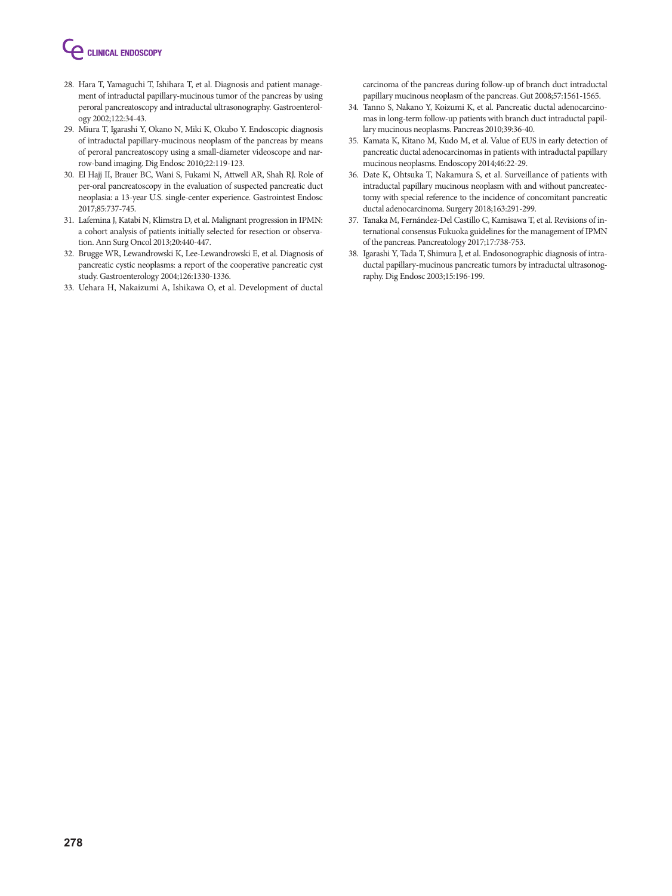28. Hara T, Yamaguchi T, Ishihara T, et al. Diagnosis and patient management of intraductal papillary-mucinous tumor of the pancreas by using peroral pancreatoscopy and intraductal ultrasonography. Gastroenterology 2002;122:34-43.
29. Miura T, Igarashi Y, Okano N, Miki K, Okubo Y. Endoscopic diagnosis of intraductal papillary-mucinous neoplasm of the pancreas by means of peroral pancreatoscopy using a small-diameter videoscope and narrow-band imaging. Dig Endosc 2010;22:119-123.
30. El Hajj II, Brauer BC, Wani S, Fukami N, Attwell AR, Shah RJ. Role of per-oral pancreatoscopy in the evaluation of suspected pancreatic duct neoplasia: a 13-year U.S. single-center experience. Gastrointest Endosc 2017;85:737-745.
31. Lafemina J, Katabi N, Klimstra D, et al. Malignant progression in IPMN: a cohort analysis of patients initially selected for resection or observation. Ann Surg Oncol 2013;20:440-447.
32. Brugge WR, Lewandrowski K, Lee-Lewandrowski E, et al. Diagnosis of pancreatic cystic neoplasms: a report of the cooperative pancreatic cyst study. Gastroenterology 2004;126:1330-1336.
33. Uehara H, Nakaizumi A, Ishikawa O, et al. Development of ductal carcinoma of the pancreas during follow-up of branch duct intraductal papillary mucinous neoplasm of the pancreas. Gut 2008;57:1561-1565.
34. Tanno S, Nakano Y, Koizumi K, et al. Pancreatic ductal adenocarcinomas in long-term follow-up patients with branch duct intraductal papillary mucinous neoplasms. Pancreas 2010;39:36-40.
35. Kamata K, Kitano M, Kudo M, et al. Value of EUS in early detection of pancreatic ductal adenocarcinomas in patients with intraductal papillary mucinous neoplasms. Endoscopy 2014;46:22-29.
36. Date K, Ohtsuka T, Nakamura S, et al. Surveillance of patients with intraductal papillary mucinous neoplasm with and without pancreatectomy with special reference to the incidence of concomitant pancreatic ductal adenocarcinoma. Surgery 2018;163:291-299.
37. Tanaka M, Fernández-Del Castillo C, Kamisawa T, et al. Revisions of international consensus Fukuoka guidelines for the management of IPMN of the pancreas. Pancreatology 2017;17:738-753.
38. Igarashi Y, Tada T, Shimura J, et al. Endosonographic diagnosis of intraductal papillary-mucinous pancreatic tumors by intraductal ultrasonography. Dig Endosc 2003;15:196-199.